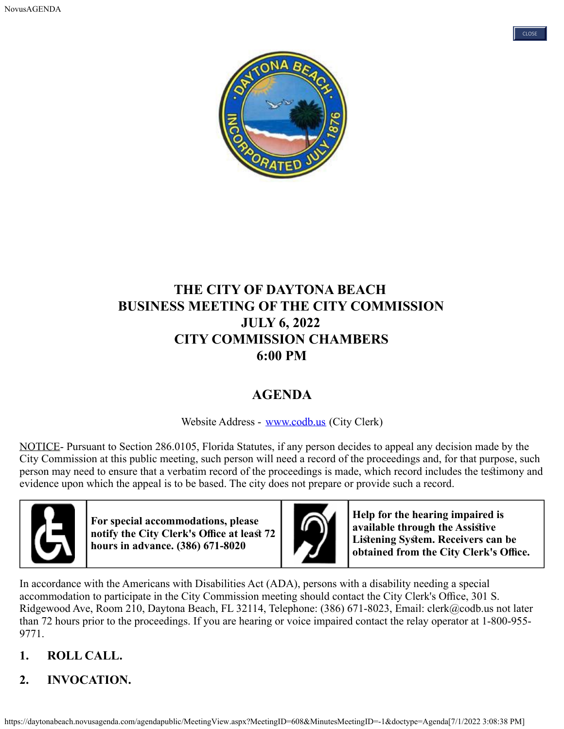# THE CITY OF DAYTONA BEACH
# BUSINESS MEETING OF THE CITY COMMISSION
# JULY 6, 2022
# CITY COMMISSION CHAMBERS
# 6:00 PM

## AGENDA

Website Address - www.codb.us (City Clerk)

NOTICE- Pursuant to Section 286.0105, Florida Statutes, if any person decides to appeal any decision made by the City Commission at this public meeting, such person will need a record of the proceedings and, for that purpose, such person may need to ensure that a verbatim record of the proceedings is made, which record includes the testimony and evidence upon which the appeal is to be based. The city does not prepare or provide such a record.

| | |
|---|---|
| **For special accommodations, please notify the City Clerk's Office at least 72 hours in advance. (386) 671-8020** | **Help for the hearing impaired is available through the Assistive Listening System. Receivers can be obtained from the City Clerk's Office.** |

In accordance with the Americans with Disabilities Act (ADA), persons with a disability needing a special accommodation to participate in the City Commission meeting should contact the City Clerk's Office, 301 S. Ridgewood Ave, Room 210, Daytona Beach, FL 32114, Telephone: (386) 671-8023, Email: clerk@codb.us not later than 72 hours prior to the proceedings. If you are hearing or voice impaired contact the relay operator at 1-800-955-9771.

1. **ROLL CALL.**

2. **INVOCATION.**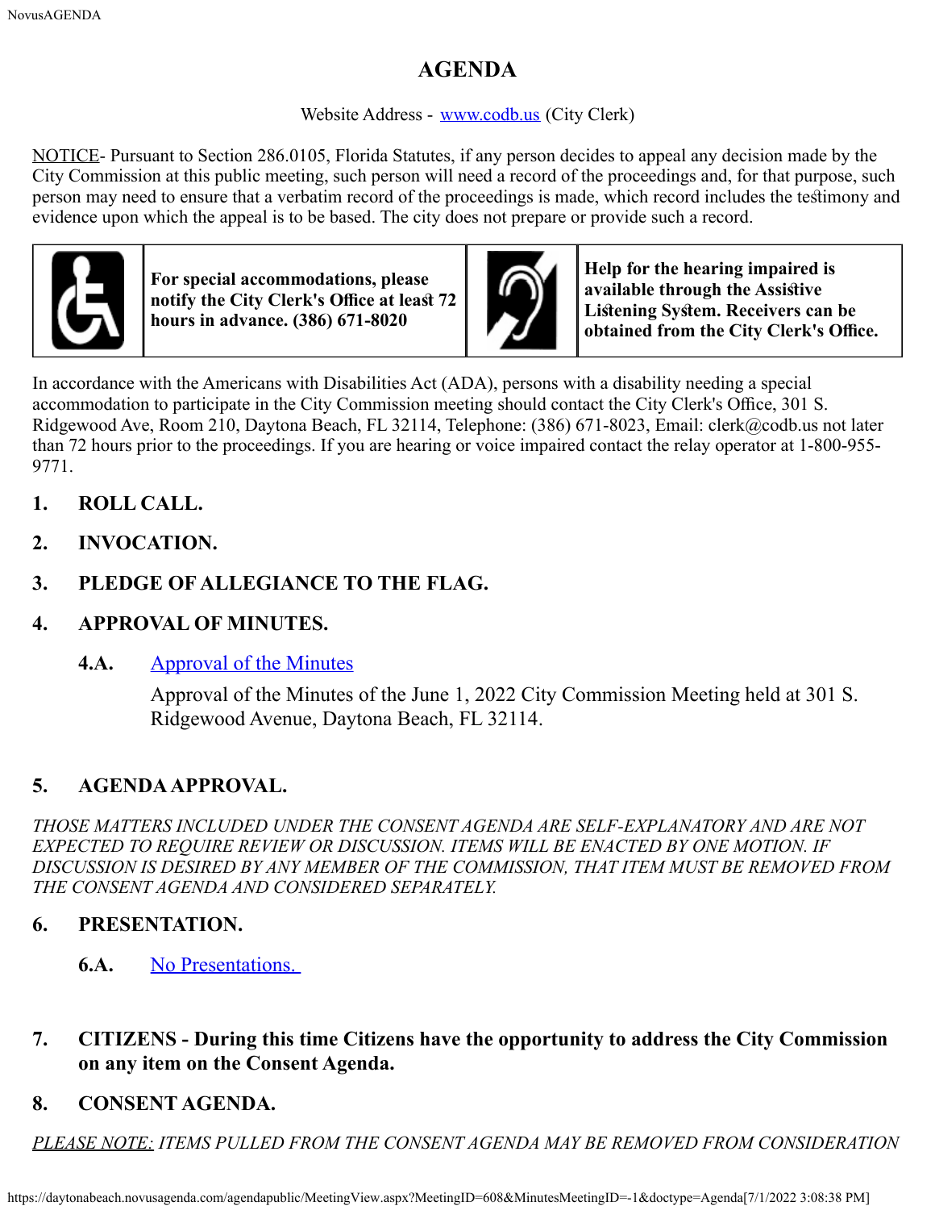# AGENDA

Website Address - [www.codb.us](www.codb.us) (City Clerk)

NOTICE- Pursuant to Section 286.0105, Florida Statutes, if any person decides to appeal any decision made by the City Commission at this public meeting, such person will need a record of the proceedings and, for that purpose, such person may need to ensure that a verbatim record of the proceedings is made, which record includes the testimony and evidence upon which the appeal is to be based. The city does not prepare or provide such a record.

| | | | |
|---|---|---|---|
| | **For special accommodations, please notify the City Clerk's Office at least 72 hours in advance. (386) 671-8020** | | **Help for the hearing impaired is available through the Assistive Listening System. Receivers can be obtained from the City Clerk's Office.** |

In accordance with the Americans with Disabilities Act (ADA), persons with a disability needing a special accommodation to participate in the City Commission meeting should contact the City Clerk's Office, 301 S. Ridgewood Ave, Room 210, Daytona Beach, FL 32114, Telephone: (386) 671-8023, Email: clerk@codb.us not later than 72 hours prior to the proceedings. If you are hearing or voice impaired contact the relay operator at 1-800-955-9771.

**1. ROLL CALL.**

**2. INVOCATION.**

**3. PLEDGE OF ALLEGIANCE TO THE FLAG.**

**4. APPROVAL OF MINUTES.**

**4.A.** Approval of the Minutes

Approval of the Minutes of the June 1, 2022 City Commission Meeting held at 301 S. Ridgewood Avenue, Daytona Beach, FL 32114.

**5. AGENDA APPROVAL.**

*THOSE MATTERS INCLUDED UNDER THE CONSENT AGENDA ARE SELF-EXPLANATORY AND ARE NOT EXPECTED TO REQUIRE REVIEW OR DISCUSSION. ITEMS WILL BE ENACTED BY ONE MOTION. IF DISCUSSION IS DESIRED BY ANY MEMBER OF THE COMMISSION, THAT ITEM MUST BE REMOVED FROM THE CONSENT AGENDA AND CONSIDERED SEPARATELY.*

**6. PRESENTATION.**

**6.A.** No Presentations.

**7. CITIZENS - During this time Citizens have the opportunity to address the City Commission on any item on the Consent Agenda.**

**8. CONSENT AGENDA.**

*PLEASE NOTE: ITEMS PULLED FROM THE CONSENT AGENDA MAY BE REMOVED FROM CONSIDERATION*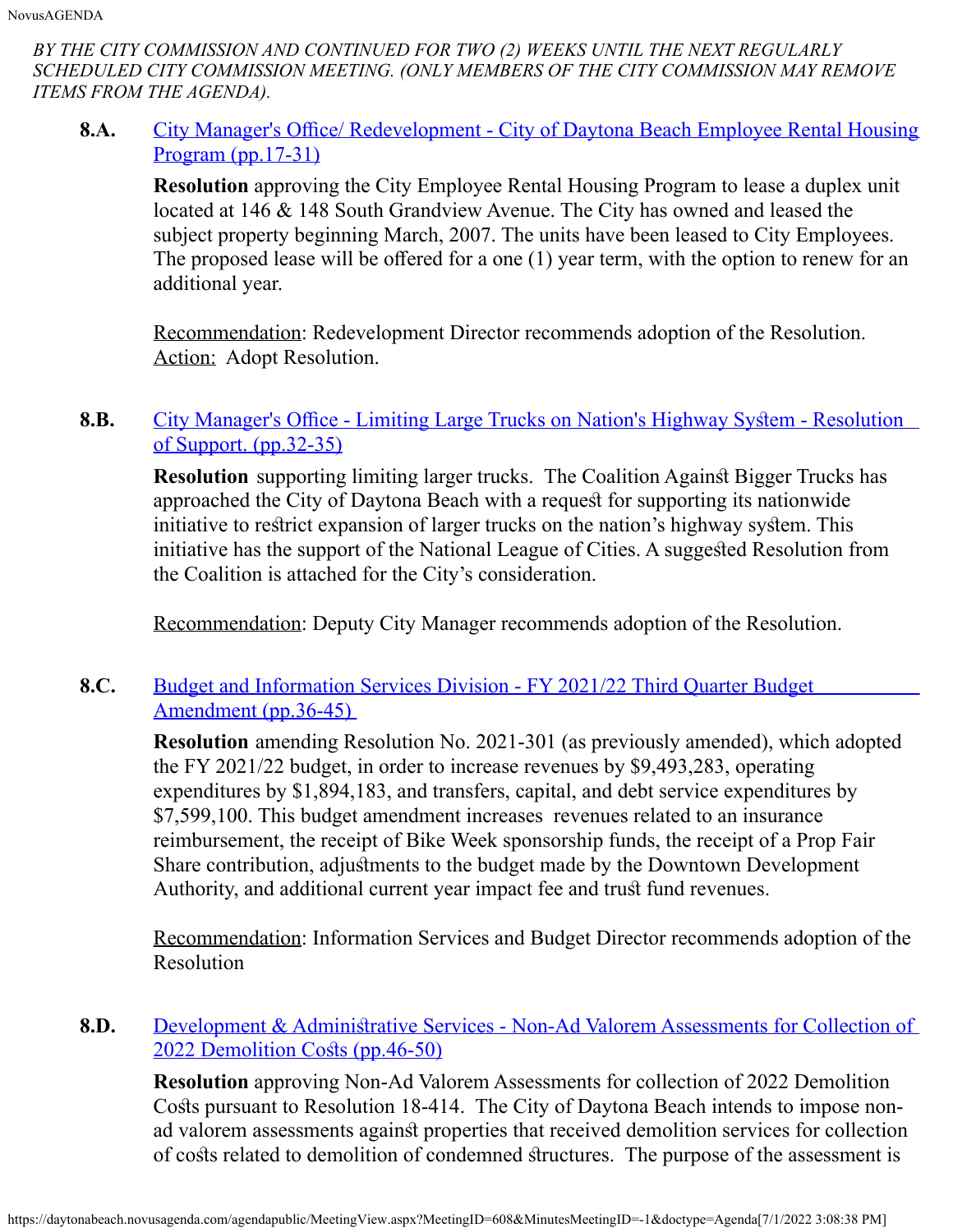*BY THE CITY COMMISSION AND CONTINUED FOR TWO (2) WEEKS UNTIL THE NEXT REGULARLY SCHEDULED CITY COMMISSION MEETING. (ONLY MEMBERS OF THE CITY COMMISSION MAY REMOVE ITEMS FROM THE AGENDA).*

**8.A.** City Manager's Office/ Redevelopment - City of Daytona Beach Employee Rental Housing Program (pp.17-31)

**Resolution** approving the City Employee Rental Housing Program to lease a duplex unit located at 146 & 148 South Grandview Avenue. The City has owned and leased the subject property beginning March, 2007. The units have been leased to City Employees. The proposed lease will be offered for a one (1) year term, with the option to renew for an additional year.

Recommendation: Redevelopment Director recommends adoption of the Resolution.
Action: Adopt Resolution.

**8.B.** City Manager's Office - Limiting Large Trucks on Nation's Highway System - Resolution of Support. (pp.32-35)

**Resolution** supporting limiting larger trucks. The Coalition Against Bigger Trucks has approached the City of Daytona Beach with a request for supporting its nationwide initiative to restrict expansion of larger trucks on the nation's highway system. This initiative has the support of the National League of Cities. A suggested Resolution from the Coalition is attached for the City's consideration.

Recommendation: Deputy City Manager recommends adoption of the Resolution.

**8.C.** Budget and Information Services Division - FY 2021/22 Third Quarter Budget Amendment (pp.36-45)

**Resolution** amending Resolution No. 2021-301 (as previously amended), which adopted the FY 2021/22 budget, in order to increase revenues by $9,493,283, operating expenditures by $1,894,183, and transfers, capital, and debt service expenditures by $7,599,100. This budget amendment increases revenues related to an insurance reimbursement, the receipt of Bike Week sponsorship funds, the receipt of a Prop Fair Share contribution, adjustments to the budget made by the Downtown Development Authority, and additional current year impact fee and trust fund revenues.

Recommendation: Information Services and Budget Director recommends adoption of the Resolution

**8.D.** Development & Administrative Services - Non-Ad Valorem Assessments for Collection of 2022 Demolition Costs (pp.46-50)

**Resolution** approving Non-Ad Valorem Assessments for collection of 2022 Demolition Costs pursuant to Resolution 18-414. The City of Daytona Beach intends to impose non-ad valorem assessments against properties that received demolition services for collection of costs related to demolition of condemned structures. The purpose of the assessment is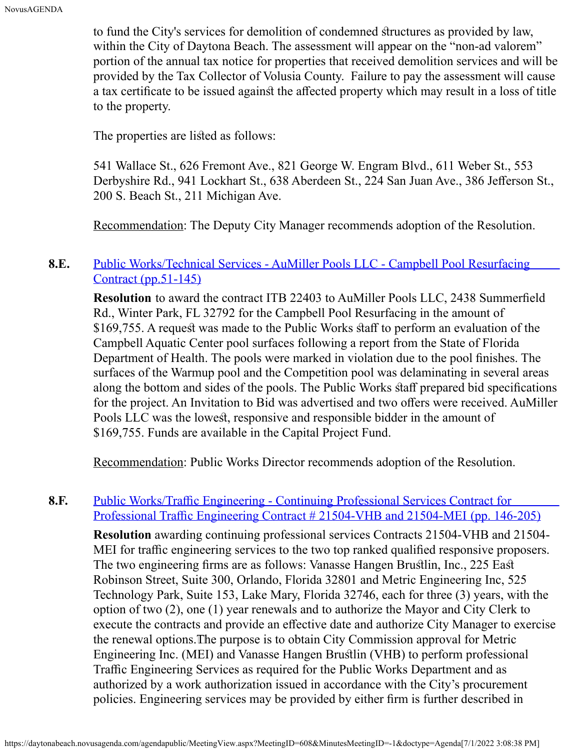to fund the City's services for demolition of condemned structures as provided by law, within the City of Daytona Beach. The assessment will appear on the "non-ad valorem" portion of the annual tax notice for properties that received demolition services and will be provided by the Tax Collector of Volusia County. Failure to pay the assessment will cause a tax certificate to be issued against the affected property which may result in a loss of title to the property.

The properties are listed as follows:

541 Wallace St., 626 Fremont Ave., 821 George W. Engram Blvd., 611 Weber St., 553 Derbyshire Rd., 941 Lockhart St., 638 Aberdeen St., 224 San Juan Ave., 386 Jefferson St., 200 S. Beach St., 211 Michigan Ave.

Recommendation: The Deputy City Manager recommends adoption of the Resolution.

**8.E.** Public Works/Technical Services - AuMiller Pools LLC - Campbell Pool Resurfacing Contract (pp.51-145)

**Resolution** to award the contract ITB 22403 to AuMiller Pools LLC, 2438 Summerfield Rd., Winter Park, FL 32792 for the Campbell Pool Resurfacing in the amount of $169,755. A request was made to the Public Works staff to perform an evaluation of the Campbell Aquatic Center pool surfaces following a report from the State of Florida Department of Health. The pools were marked in violation due to the pool finishes. The surfaces of the Warmup pool and the Competition pool was delaminating in several areas along the bottom and sides of the pools. The Public Works staff prepared bid specifications for the project. An Invitation to Bid was advertised and two offers were received. AuMiller Pools LLC was the lowest, responsive and responsible bidder in the amount of $169,755. Funds are available in the Capital Project Fund.

Recommendation: Public Works Director recommends adoption of the Resolution.

**8.F.** Public Works/Traffic Engineering - Continuing Professional Services Contract for Professional Traffic Engineering Contract # 21504-VHB and 21504-MEI (pp. 146-205)

**Resolution** awarding continuing professional services Contracts 21504-VHB and 21504-MEI for traffic engineering services to the two top ranked qualified responsive proposers. The two engineering firms are as follows: Vanasse Hangen Brustlin, Inc., 225 East Robinson Street, Suite 300, Orlando, Florida 32801 and Metric Engineering Inc, 525 Technology Park, Suite 153, Lake Mary, Florida 32746, each for three (3) years, with the option of two (2), one (1) year renewals and to authorize the Mayor and City Clerk to execute the contracts and provide an effective date and authorize City Manager to exercise the renewal options.The purpose is to obtain City Commission approval for Metric Engineering Inc. (MEI) and Vanasse Hangen Brustlin (VHB) to perform professional Traffic Engineering Services as required for the Public Works Department and as authorized by a work authorization issued in accordance with the City's procurement policies. Engineering services may be provided by either firm is further described in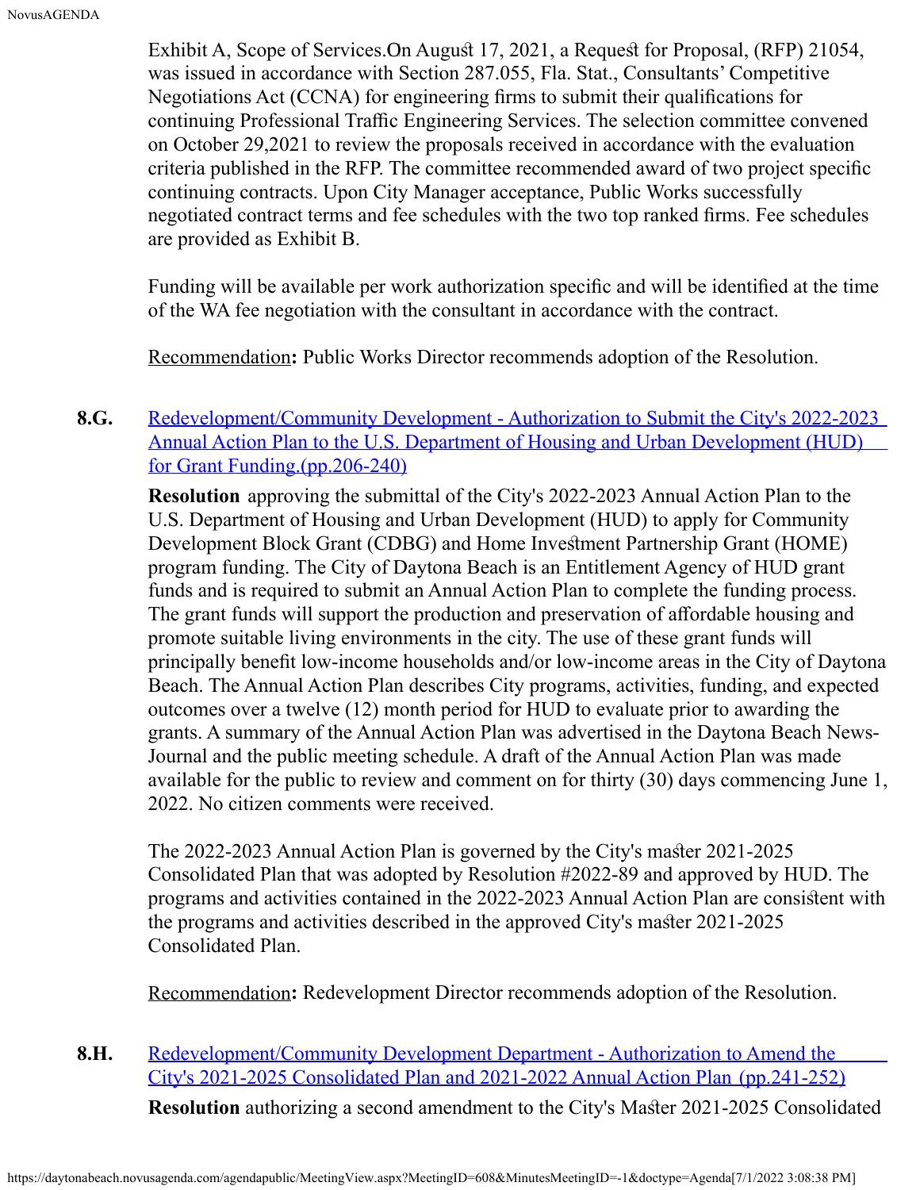Exhibit A, Scope of Services.On August 17, 2021, a Request for Proposal, (RFP) 21054, was issued in accordance with Section 287.055, Fla. Stat., Consultants' Competitive Negotiations Act (CCNA) for engineering firms to submit their qualifications for continuing Professional Traffic Engineering Services. The selection committee convened on October 29,2021 to review the proposals received in accordance with the evaluation criteria published in the RFP. The committee recommended award of two project specific continuing contracts. Upon City Manager acceptance, Public Works successfully negotiated contract terms and fee schedules with the two top ranked firms. Fee schedules are provided as Exhibit B.

Funding will be available per work authorization specific and will be identified at the time of the WA fee negotiation with the consultant in accordance with the contract.

Recommendation**:** Public Works Director recommends adoption of the Resolution.

**8.G.** Redevelopment/Community Development - Authorization to Submit the City's 2022-2023 Annual Action Plan to the U.S. Department of Housing and Urban Development (HUD) for Grant Funding.(pp.206-240)

**Resolution** approving the submittal of the City's 2022-2023 Annual Action Plan to the U.S. Department of Housing and Urban Development (HUD) to apply for Community Development Block Grant (CDBG) and Home Investment Partnership Grant (HOME) program funding. The City of Daytona Beach is an Entitlement Agency of HUD grant funds and is required to submit an Annual Action Plan to complete the funding process. The grant funds will support the production and preservation of affordable housing and promote suitable living environments in the city. The use of these grant funds will principally benefit low-income households and/or low-income areas in the City of Daytona Beach. The Annual Action Plan describes City programs, activities, funding, and expected outcomes over a twelve (12) month period for HUD to evaluate prior to awarding the grants. A summary of the Annual Action Plan was advertised in the Daytona Beach News-Journal and the public meeting schedule. A draft of the Annual Action Plan was made available for the public to review and comment on for thirty (30) days commencing June 1, 2022. No citizen comments were received.

The 2022-2023 Annual Action Plan is governed by the City's master 2021-2025 Consolidated Plan that was adopted by Resolution #2022-89 and approved by HUD. The programs and activities contained in the 2022-2023 Annual Action Plan are consistent with the programs and activities described in the approved City's master 2021-2025 Consolidated Plan.

Recommendation**:** Redevelopment Director recommends adoption of the Resolution.

**8.H.** Redevelopment/Community Development Department - Authorization to Amend the City's 2021-2025 Consolidated Plan and 2021-2022 Annual Action Plan (pp.241-252)

**Resolution** authorizing a second amendment to the City's Master 2021-2025 Consolidated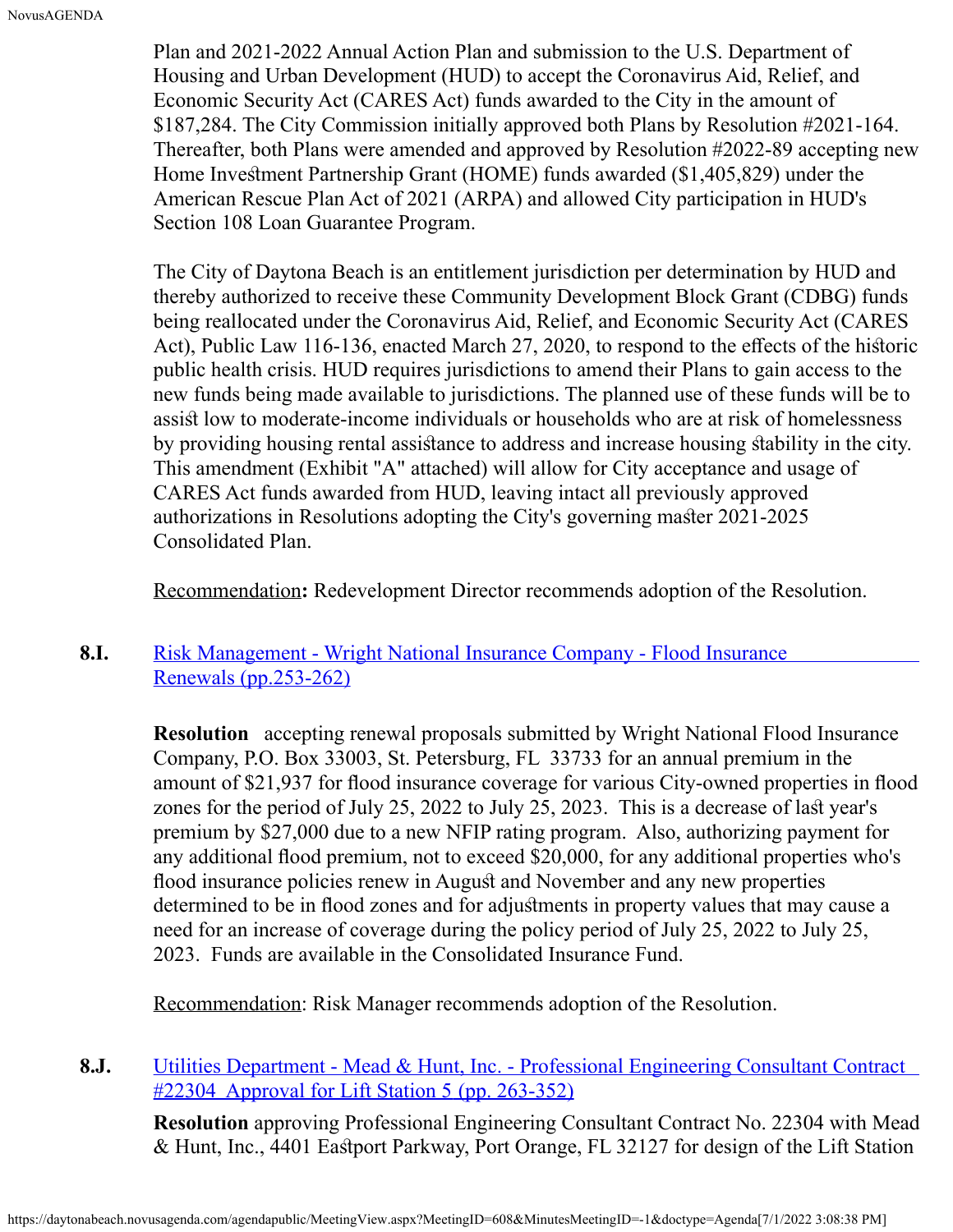Plan and 2021-2022 Annual Action Plan and submission to the U.S. Department of Housing and Urban Development (HUD) to accept the Coronavirus Aid, Relief, and Economic Security Act (CARES Act) funds awarded to the City in the amount of $187,284. The City Commission initially approved both Plans by Resolution #2021-164. Thereafter, both Plans were amended and approved by Resolution #2022-89 accepting new Home Investment Partnership Grant (HOME) funds awarded ($1,405,829) under the American Rescue Plan Act of 2021 (ARPA) and allowed City participation in HUD's Section 108 Loan Guarantee Program.

The City of Daytona Beach is an entitlement jurisdiction per determination by HUD and thereby authorized to receive these Community Development Block Grant (CDBG) funds being reallocated under the Coronavirus Aid, Relief, and Economic Security Act (CARES Act), Public Law 116-136, enacted March 27, 2020, to respond to the effects of the historic public health crisis. HUD requires jurisdictions to amend their Plans to gain access to the new funds being made available to jurisdictions. The planned use of these funds will be to assist low to moderate-income individuals or households who are at risk of homelessness by providing housing rental assistance to address and increase housing stability in the city. This amendment (Exhibit "A" attached) will allow for City acceptance and usage of CARES Act funds awarded from HUD, leaving intact all previously approved authorizations in Resolutions adopting the City's governing master 2021-2025 Consolidated Plan.

Recommendation**:** Redevelopment Director recommends adoption of the Resolution.

**8.I.** Risk Management - Wright National Insurance Company - Flood Insurance Renewals (pp.253-262)

**Resolution** accepting renewal proposals submitted by Wright National Flood Insurance Company, P.O. Box 33003, St. Petersburg, FL 33733 for an annual premium in the amount of $21,937 for flood insurance coverage for various City-owned properties in flood zones for the period of July 25, 2022 to July 25, 2023. This is a decrease of last year's premium by $27,000 due to a new NFIP rating program. Also, authorizing payment for any additional flood premium, not to exceed $20,000, for any additional properties who's flood insurance policies renew in August and November and any new properties determined to be in flood zones and for adjustments in property values that may cause a need for an increase of coverage during the policy period of July 25, 2022 to July 25, 2023. Funds are available in the Consolidated Insurance Fund.

Recommendation: Risk Manager recommends adoption of the Resolution.

**8.J.** Utilities Department - Mead & Hunt, Inc. - Professional Engineering Consultant Contract #22304 Approval for Lift Station 5 (pp. 263-352)

**Resolution** approving Professional Engineering Consultant Contract No. 22304 with Mead & Hunt, Inc., 4401 Eastport Parkway, Port Orange, FL 32127 for design of the Lift Station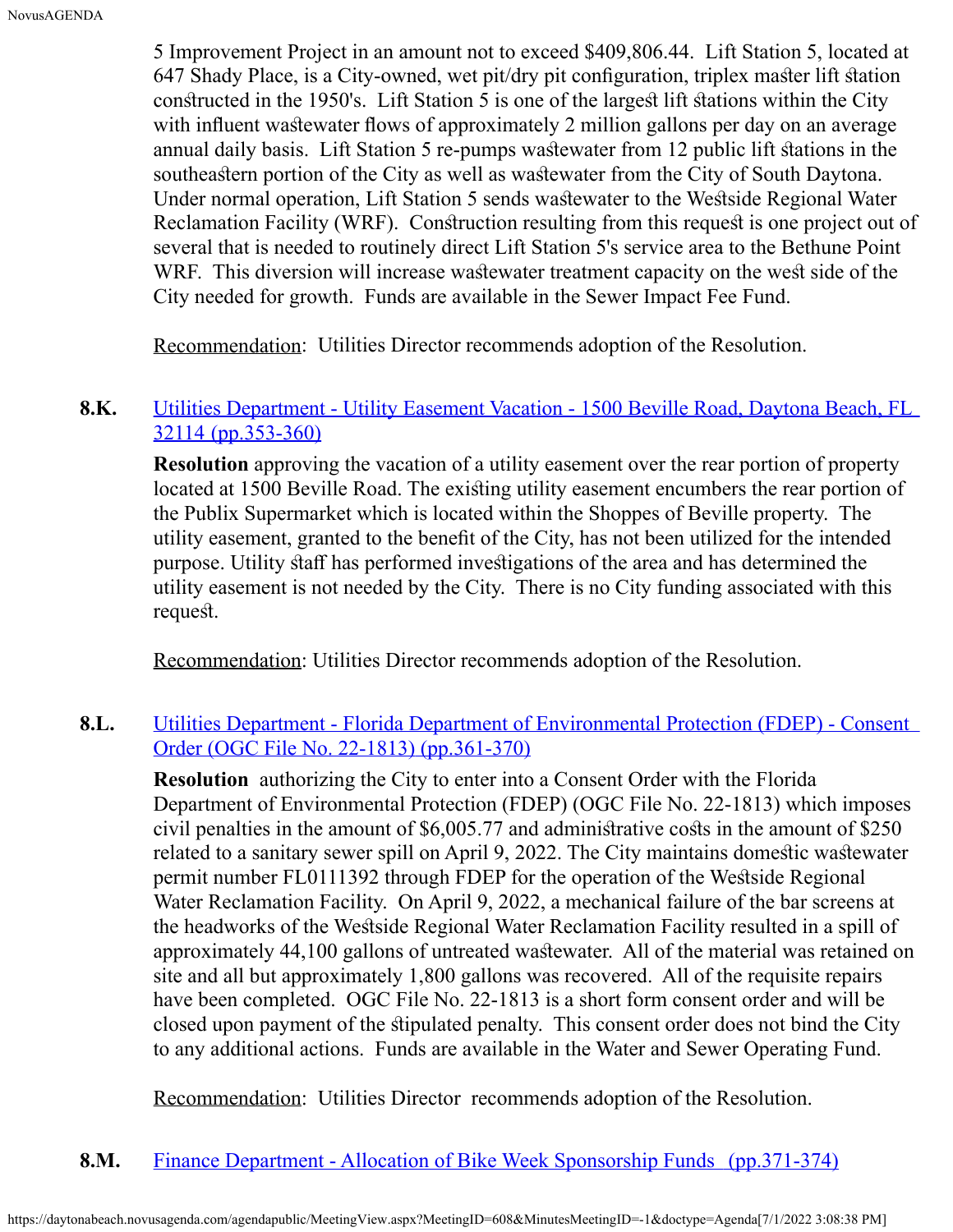5 Improvement Project in an amount not to exceed $409,806.44. Lift Station 5, located at 647 Shady Place, is a City-owned, wet pit/dry pit configuration, triplex master lift station constructed in the 1950's. Lift Station 5 is one of the largest lift stations within the City with influent wastewater flows of approximately 2 million gallons per day on an average annual daily basis. Lift Station 5 re-pumps wastewater from 12 public lift stations in the southeastern portion of the City as well as wastewater from the City of South Daytona. Under normal operation, Lift Station 5 sends wastewater to the Westside Regional Water Reclamation Facility (WRF). Construction resulting from this request is one project out of several that is needed to routinely direct Lift Station 5's service area to the Bethune Point WRF. This diversion will increase wastewater treatment capacity on the west side of the City needed for growth. Funds are available in the Sewer Impact Fee Fund.

Recommendation: Utilities Director recommends adoption of the Resolution.

**8.K.** [Utilities Department - Utility Easement Vacation - 1500 Beville Road, Daytona Beach, FL 32114 (pp.353-360)]

**Resolution** approving the vacation of a utility easement over the rear portion of property located at 1500 Beville Road. The existing utility easement encumbers the rear portion of the Publix Supermarket which is located within the Shoppes of Beville property. The utility easement, granted to the benefit of the City, has not been utilized for the intended purpose. Utility staff has performed investigations of the area and has determined the utility easement is not needed by the City. There is no City funding associated with this request.

Recommendation: Utilities Director recommends adoption of the Resolution.

**8.L.** [Utilities Department - Florida Department of Environmental Protection (FDEP) - Consent Order (OGC File No. 22-1813) (pp.361-370)]

**Resolution** authorizing the City to enter into a Consent Order with the Florida Department of Environmental Protection (FDEP) (OGC File No. 22-1813) which imposes civil penalties in the amount of $6,005.77 and administrative costs in the amount of $250 related to a sanitary sewer spill on April 9, 2022. The City maintains domestic wastewater permit number FL0111392 through FDEP for the operation of the Westside Regional Water Reclamation Facility. On April 9, 2022, a mechanical failure of the bar screens at the headworks of the Westside Regional Water Reclamation Facility resulted in a spill of approximately 44,100 gallons of untreated wastewater. All of the material was retained on site and all but approximately 1,800 gallons was recovered. All of the requisite repairs have been completed. OGC File No. 22-1813 is a short form consent order and will be closed upon payment of the stipulated penalty. This consent order does not bind the City to any additional actions. Funds are available in the Water and Sewer Operating Fund.

Recommendation: Utilities Director recommends adoption of the Resolution.

**8.M.** [Finance Department - Allocation of Bike Week Sponsorship Funds (pp.371-374)]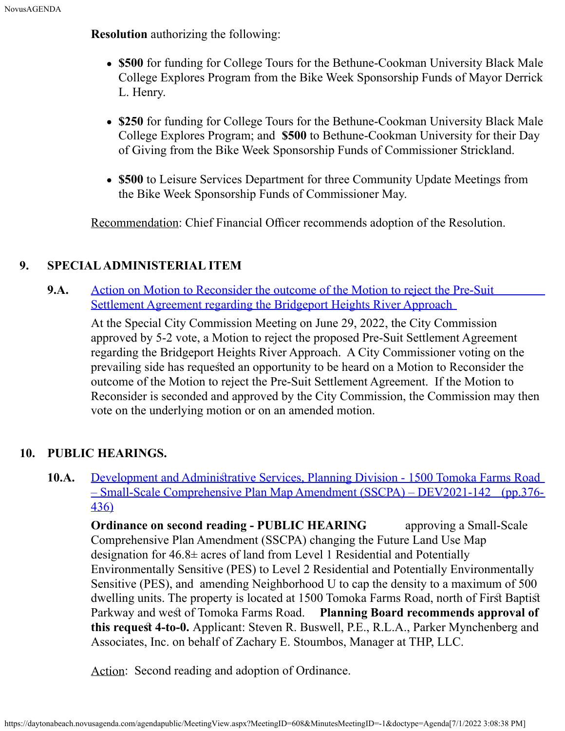**Resolution** authorizing the following:

- **$500** for funding for College Tours for the Bethune-Cookman University Black Male College Explores Program from the Bike Week Sponsorship Funds of Mayor Derrick L. Henry.
- **$250** for funding for College Tours for the Bethune-Cookman University Black Male College Explores Program; and **$500** to Bethune-Cookman University for their Day of Giving from the Bike Week Sponsorship Funds of Commissioner Strickland.
- **$500** to Leisure Services Department for three Community Update Meetings from the Bike Week Sponsorship Funds of Commissioner May.

Recommendation: Chief Financial Officer recommends adoption of the Resolution.

## 9. SPECIAL ADMINISTERIAL ITEM

**9.A.** Action on Motion to Reconsider the outcome of the Motion to reject the Pre-Suit Settlement Agreement regarding the Bridgeport Heights River Approach

At the Special City Commission Meeting on June 29, 2022, the City Commission approved by 5-2 vote, a Motion to reject the proposed Pre-Suit Settlement Agreement regarding the Bridgeport Heights River Approach. A City Commissioner voting on the prevailing side has requested an opportunity to be heard on a Motion to Reconsider the outcome of the Motion to reject the Pre-Suit Settlement Agreement. If the Motion to Reconsider is seconded and approved by the City Commission, the Commission may then vote on the underlying motion or on an amended motion.

## 10. PUBLIC HEARINGS.

**10.A.** Development and Administrative Services, Planning Division - 1500 Tomoka Farms Road – Small-Scale Comprehensive Plan Map Amendment (SSCPA) – DEV2021-142 (pp.376-436)

**Ordinance on second reading - PUBLIC HEARING** approving a Small-Scale Comprehensive Plan Amendment (SSCPA) changing the Future Land Use Map designation for 46.8± acres of land from Level 1 Residential and Potentially Environmentally Sensitive (PES) to Level 2 Residential and Potentially Environmentally Sensitive (PES), and amending Neighborhood U to cap the density to a maximum of 500 dwelling units. The property is located at 1500 Tomoka Farms Road, north of First Baptist Parkway and west of Tomoka Farms Road. **Planning Board recommends approval of this request 4-to-0.** Applicant: Steven R. Buswell, P.E., R.L.A., Parker Mynchenberg and Associates, Inc. on behalf of Zachary E. Stoumbos, Manager at THP, LLC.

Action: Second reading and adoption of Ordinance.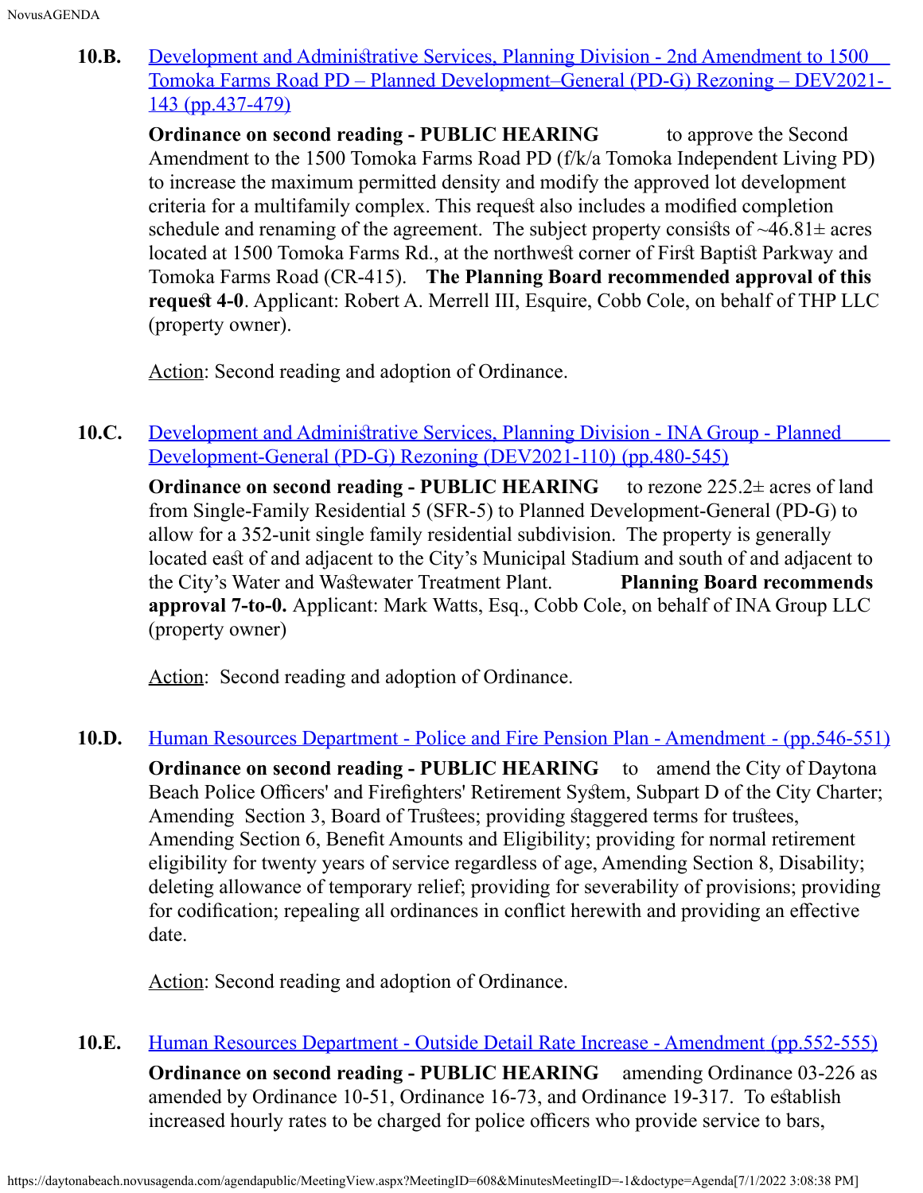**10.B.** [Development and Administrative Services, Planning Division - 2nd Amendment to 1500 Tomoka Farms Road PD – Planned Development–General (PD-G) Rezoning – DEV2021-143 (pp.437-479)]

**Ordinance on second reading - PUBLIC HEARING** to approve the Second Amendment to the 1500 Tomoka Farms Road PD (f/k/a Tomoka Independent Living PD) to increase the maximum permitted density and modify the approved lot development criteria for a multifamily complex. This request also includes a modified completion schedule and renaming of the agreement. The subject property consists of ~46.81± acres located at 1500 Tomoka Farms Rd., at the northwest corner of First Baptist Parkway and Tomoka Farms Road (CR-415). **The Planning Board recommended approval of this request 4-0**. Applicant: Robert A. Merrell III, Esquire, Cobb Cole, on behalf of THP LLC (property owner).

Action: Second reading and adoption of Ordinance.

**10.C.** [Development and Administrative Services, Planning Division - INA Group - Planned Development-General (PD-G) Rezoning (DEV2021-110) (pp.480-545)]

**Ordinance on second reading - PUBLIC HEARING** to rezone 225.2± acres of land from Single-Family Residential 5 (SFR-5) to Planned Development-General (PD-G) to allow for a 352-unit single family residential subdivision. The property is generally located east of and adjacent to the City's Municipal Stadium and south of and adjacent to the City's Water and Wastewater Treatment Plant. **Planning Board recommends approval 7-to-0.** Applicant: Mark Watts, Esq., Cobb Cole, on behalf of INA Group LLC (property owner)

Action: Second reading and adoption of Ordinance.

**10.D.** [Human Resources Department - Police and Fire Pension Plan - Amendment - (pp.546-551)]

**Ordinance on second reading - PUBLIC HEARING** to amend the City of Daytona Beach Police Officers' and Firefighters' Retirement System, Subpart D of the City Charter; Amending Section 3, Board of Trustees; providing staggered terms for trustees, Amending Section 6, Benefit Amounts and Eligibility; providing for normal retirement eligibility for twenty years of service regardless of age, Amending Section 8, Disability; deleting allowance of temporary relief; providing for severability of provisions; providing for codification; repealing all ordinances in conflict herewith and providing an effective date.

Action: Second reading and adoption of Ordinance.

**10.E.** [Human Resources Department - Outside Detail Rate Increase - Amendment (pp.552-555)]

**Ordinance on second reading - PUBLIC HEARING** amending Ordinance 03-226 as amended by Ordinance 10-51, Ordinance 16-73, and Ordinance 19-317. To establish increased hourly rates to be charged for police officers who provide service to bars,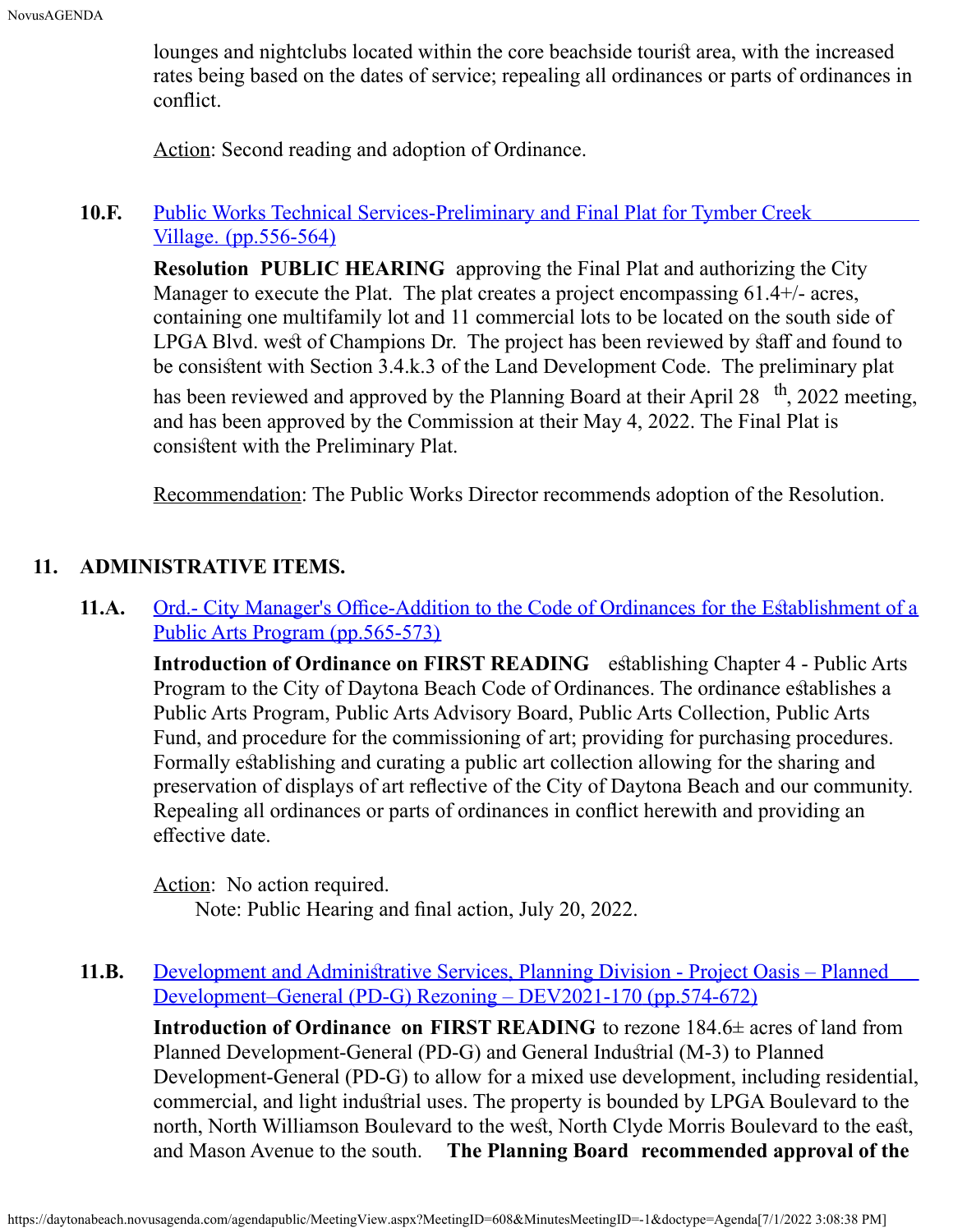lounges and nightclubs located within the core beachside tourist area, with the increased rates being based on the dates of service; repealing all ordinances or parts of ordinances in conflict.

Action: Second reading and adoption of Ordinance.

**10.F.** [Public Works Technical Services-Preliminary and Final Plat for Tymber Creek Village. (pp.556-564)]

**Resolution PUBLIC HEARING** approving the Final Plat and authorizing the City Manager to execute the Plat. The plat creates a project encompassing 61.4+/- acres, containing one multifamily lot and 11 commercial lots to be located on the south side of LPGA Blvd. west of Champions Dr. The project has been reviewed by staff and found to be consistent with Section 3.4.k.3 of the Land Development Code. The preliminary plat has been reviewed and approved by the Planning Board at their April 28 th, 2022 meeting, and has been approved by the Commission at their May 4, 2022. The Final Plat is consistent with the Preliminary Plat.

Recommendation: The Public Works Director recommends adoption of the Resolution.

## 11. ADMINISTRATIVE ITEMS.

**11.A.** [Ord.- City Manager's Office-Addition to the Code of Ordinances for the Establishment of a Public Arts Program (pp.565-573)]

**Introduction of Ordinance on FIRST READING** establishing Chapter 4 - Public Arts Program to the City of Daytona Beach Code of Ordinances. The ordinance establishes a Public Arts Program, Public Arts Advisory Board, Public Arts Collection, Public Arts Fund, and procedure for the commissioning of art; providing for purchasing procedures. Formally establishing and curating a public art collection allowing for the sharing and preservation of displays of art reflective of the City of Daytona Beach and our community. Repealing all ordinances or parts of ordinances in conflict herewith and providing an effective date.

Action: No action required.
Note: Public Hearing and final action, July 20, 2022.

**11.B.** [Development and Administrative Services, Planning Division - Project Oasis – Planned Development–General (PD-G) Rezoning – DEV2021-170 (pp.574-672)]

**Introduction of Ordinance on FIRST READING** to rezone 184.6± acres of land from Planned Development-General (PD-G) and General Industrial (M-3) to Planned Development-General (PD-G) to allow for a mixed use development, including residential, commercial, and light industrial uses. The property is bounded by LPGA Boulevard to the north, North Williamson Boulevard to the west, North Clyde Morris Boulevard to the east, and Mason Avenue to the south. **The Planning Board recommended approval of the**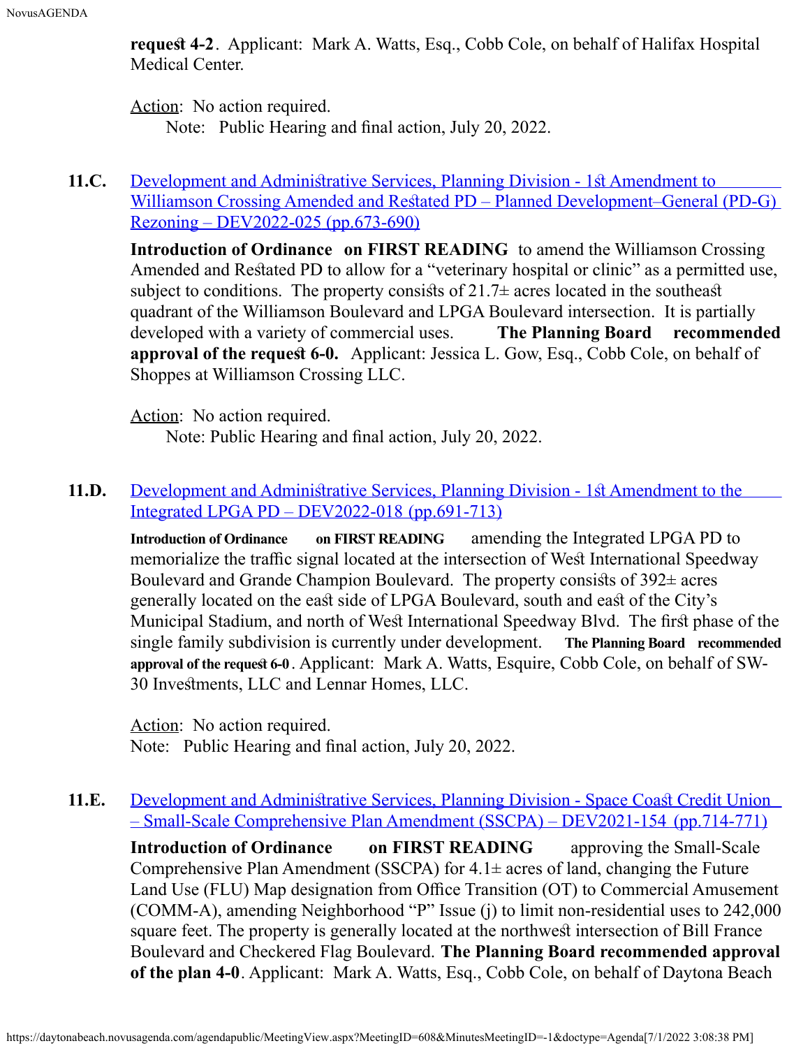**request 4-2**. Applicant: Mark A. Watts, Esq., Cobb Cole, on behalf of Halifax Hospital Medical Center.

Action: No action required.
Note: Public Hearing and final action, July 20, 2022.

**11.C.** [Development and Administrative Services, Planning Division - 1st Amendment to Williamson Crossing Amended and Restated PD – Planned Development–General (PD-G) Rezoning – DEV2022-025 (pp.673-690)]()

**Introduction of Ordinance on FIRST READING** to amend the Williamson Crossing Amended and Restated PD to allow for a "veterinary hospital or clinic" as a permitted use, subject to conditions. The property consists of 21.7± acres located in the southeast quadrant of the Williamson Boulevard and LPGA Boulevard intersection. It is partially developed with a variety of commercial uses. **The Planning Board recommended approval of the request 6-0.** Applicant: Jessica L. Gow, Esq., Cobb Cole, on behalf of Shoppes at Williamson Crossing LLC.

Action: No action required.
Note: Public Hearing and final action, July 20, 2022.

**11.D.** [Development and Administrative Services, Planning Division - 1st Amendment to the Integrated LPGA PD – DEV2022-018 (pp.691-713)]()

**Introduction of Ordinance on FIRST READING** amending the Integrated LPGA PD to memorialize the traffic signal located at the intersection of West International Speedway Boulevard and Grande Champion Boulevard. The property consists of 392± acres generally located on the east side of LPGA Boulevard, south and east of the City's Municipal Stadium, and north of West International Speedway Blvd. The first phase of the single family subdivision is currently under development. **The Planning Board recommended approval of the request 6-0**. Applicant: Mark A. Watts, Esquire, Cobb Cole, on behalf of SW-30 Investments, LLC and Lennar Homes, LLC.

Action: No action required.
Note: Public Hearing and final action, July 20, 2022.

**11.E.** [Development and Administrative Services, Planning Division - Space Coast Credit Union – Small-Scale Comprehensive Plan Amendment (SSCPA) – DEV2021-154 (pp.714-771)]()

**Introduction of Ordinance on FIRST READING** approving the Small-Scale Comprehensive Plan Amendment (SSCPA) for 4.1± acres of land, changing the Future Land Use (FLU) Map designation from Office Transition (OT) to Commercial Amusement (COMM-A), amending Neighborhood "P" Issue (j) to limit non-residential uses to 242,000 square feet. The property is generally located at the northwest intersection of Bill France Boulevard and Checkered Flag Boulevard. **The Planning Board recommended approval of the plan 4-0**. Applicant: Mark A. Watts, Esq., Cobb Cole, on behalf of Daytona Beach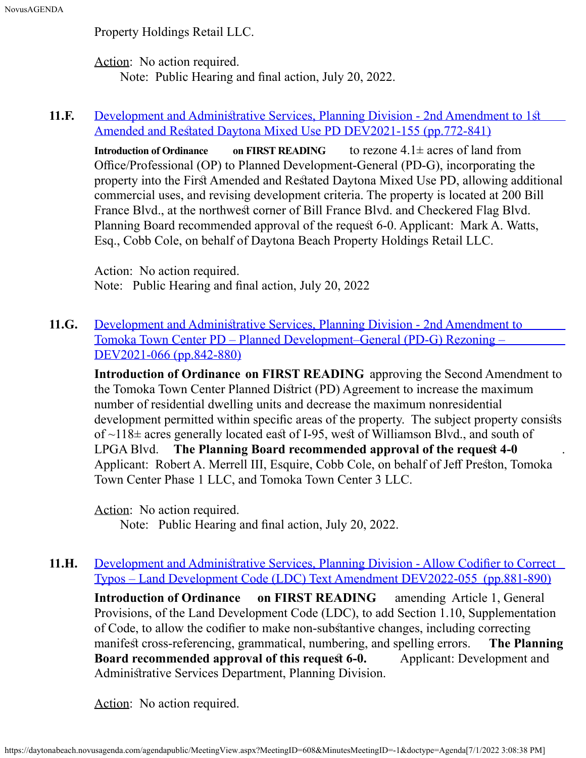Property Holdings Retail LLC.

Action: No action required.
Note: Public Hearing and final action, July 20, 2022.

**11.F.** [Development and Administrative Services, Planning Division - 2nd Amendment to 1st Amended and Restated Daytona Mixed Use PD DEV2021-155 (pp.772-841)]

**Introduction of Ordinance on FIRST READING** to rezone 4.1± acres of land from Office/Professional (OP) to Planned Development-General (PD-G), incorporating the property into the First Amended and Restated Daytona Mixed Use PD, allowing additional commercial uses, and revising development criteria. The property is located at 200 Bill France Blvd., at the northwest corner of Bill France Blvd. and Checkered Flag Blvd. Planning Board recommended approval of the request 6-0. Applicant: Mark A. Watts, Esq., Cobb Cole, on behalf of Daytona Beach Property Holdings Retail LLC.

Action: No action required.
Note: Public Hearing and final action, July 20, 2022

**11.G.** [Development and Administrative Services, Planning Division - 2nd Amendment to Tomoka Town Center PD – Planned Development–General (PD-G) Rezoning – DEV2021-066 (pp.842-880)]

**Introduction of Ordinance on FIRST READING** approving the Second Amendment to the Tomoka Town Center Planned District (PD) Agreement to increase the maximum number of residential dwelling units and decrease the maximum nonresidential development permitted within specific areas of the property. The subject property consists of ~118± acres generally located east of I-95, west of Williamson Blvd., and south of LPGA Blvd. **The Planning Board recommended approval of the request 4-0**. Applicant: Robert A. Merrell III, Esquire, Cobb Cole, on behalf of Jeff Preston, Tomoka Town Center Phase 1 LLC, and Tomoka Town Center 3 LLC.

Action: No action required.
Note: Public Hearing and final action, July 20, 2022.

**11.H.** [Development and Administrative Services, Planning Division - Allow Codifier to Correct Typos – Land Development Code (LDC) Text Amendment DEV2022-055 (pp.881-890)]

**Introduction of Ordinance on FIRST READING** amending Article 1, General Provisions, of the Land Development Code (LDC), to add Section 1.10, Supplementation of Code, to allow the codifier to make non-substantive changes, including correcting manifest cross-referencing, grammatical, numbering, and spelling errors. **The Planning Board recommended approval of this request 6-0.** Applicant: Development and Administrative Services Department, Planning Division.

Action: No action required.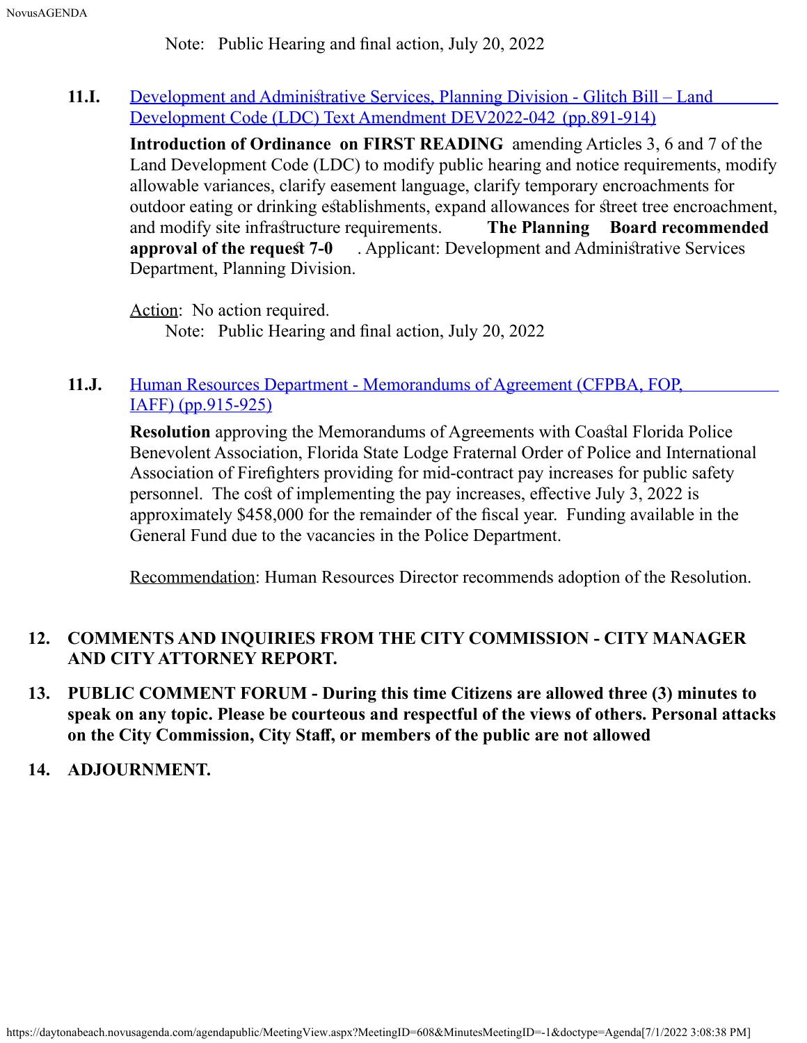Note: Public Hearing and final action, July 20, 2022

**11.I.** Development and Administrative Services, Planning Division - Glitch Bill – Land Development Code (LDC) Text Amendment DEV2022-042 (pp.891-914)

**Introduction of Ordinance on FIRST READING** amending Articles 3, 6 and 7 of the Land Development Code (LDC) to modify public hearing and notice requirements, modify allowable variances, clarify easement language, clarify temporary encroachments for outdoor eating or drinking establishments, expand allowances for street tree encroachment, and modify site infrastructure requirements. **The Planning Board recommended approval of the request 7-0**. Applicant: Development and Administrative Services Department, Planning Division.

Action: No action required.
Note: Public Hearing and final action, July 20, 2022

**11.J.** Human Resources Department - Memorandums of Agreement (CFPBA, FOP, IAFF) (pp.915-925)

**Resolution** approving the Memorandums of Agreements with Coastal Florida Police Benevolent Association, Florida State Lodge Fraternal Order of Police and International Association of Firefighters providing for mid-contract pay increases for public safety personnel. The cost of implementing the pay increases, effective July 3, 2022 is approximately $458,000 for the remainder of the fiscal year. Funding available in the General Fund due to the vacancies in the Police Department.

Recommendation: Human Resources Director recommends adoption of the Resolution.

**12. COMMENTS AND INQUIRIES FROM THE CITY COMMISSION - CITY MANAGER AND CITY ATTORNEY REPORT.**

**13. PUBLIC COMMENT FORUM - During this time Citizens are allowed three (3) minutes to speak on any topic. Please be courteous and respectful of the views of others. Personal attacks on the City Commission, City Staff, or members of the public are not allowed**

**14. ADJOURNMENT.**